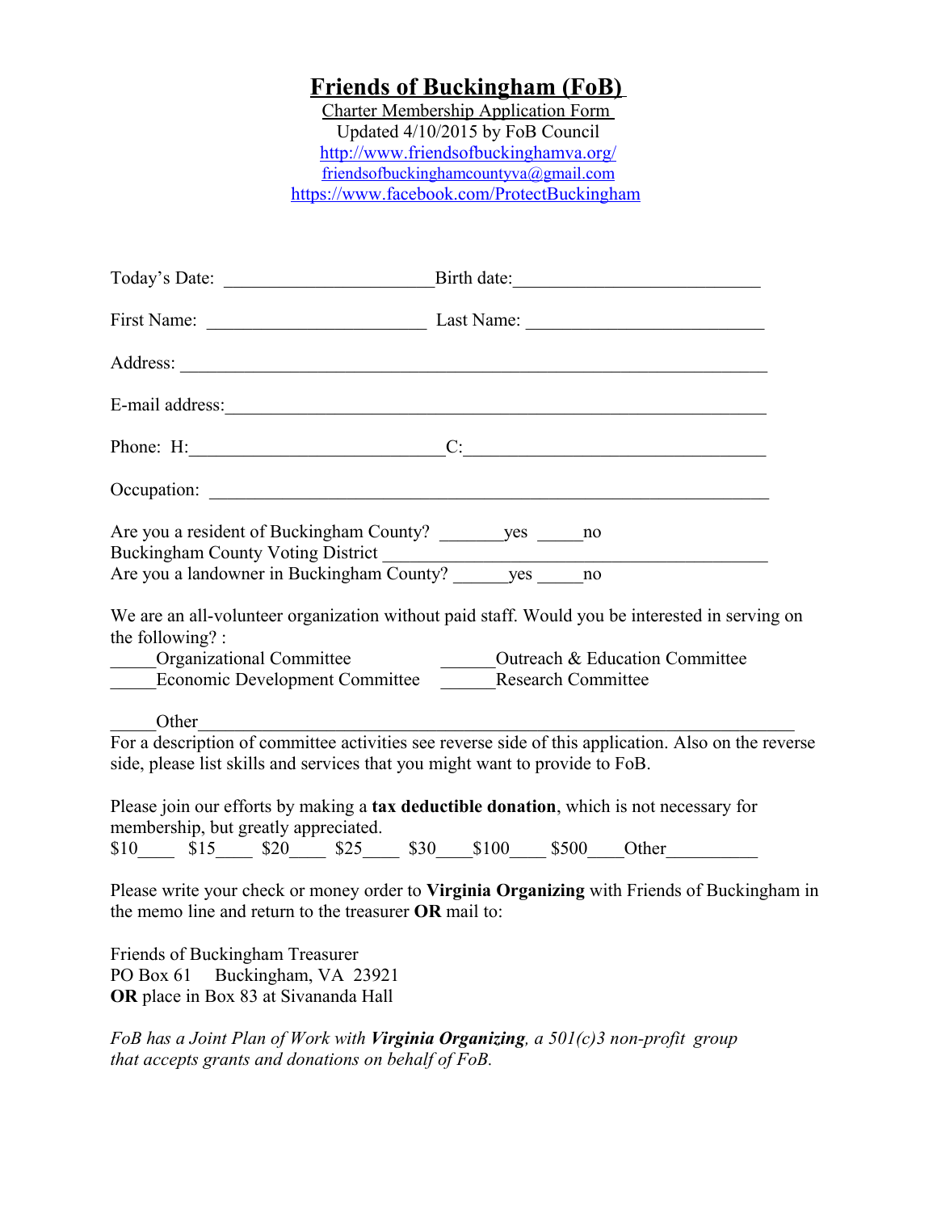# Friends of Buckingham (FoB)

Charter Membership Application Form
Updated 4/10/2015 by FoB Council
http://www.friendsofbuckinghamva.org/
friendsofbuckinghamcountyva@gmail.com
https://www.facebook.com/ProtectBuckingham

Today's Date: ______________________ Birth date:__________________________

First Name: _______________________ Last Name: _________________________

Address: ______________________________________________________________

E-mail address:_________________________________________________________

Phone: H:___________________________C:________________________________

Occupation: ____________________________________________________________

Are you a resident of Buckingham County? _______yes _____no
Buckingham County Voting District ________________________________________
Are you a landowner in Buckingham County? ______yes _____no

We are an all-volunteer organization without paid staff. Would you be interested in serving on the following? :

_____Organizational Committee ______Outreach & Education Committee
_____Economic Development Committee ______Research Committee

_____Other_______________________________________________________________

For a description of committee activities see reverse side of this application. Also on the reverse side, please list skills and services that you might want to provide to FoB.

Please join our efforts by making a **tax deductible donation**, which is not necessary for membership, but greatly appreciated.

$10____ $15____ $20____ $25____ $30____$100____ $500____Other__________

Please write your check or money order to **Virginia Organizing** with Friends of Buckingham in the memo line and return to the treasurer **OR** mail to:

Friends of Buckingham Treasurer
PO Box 61 Buckingham, VA 23921
**OR** place in Box 83 at Sivananda Hall

*FoB has a Joint Plan of Work with **Virginia Organizing**, a 501(c)3 non-profit group that accepts grants and donations on behalf of FoB.*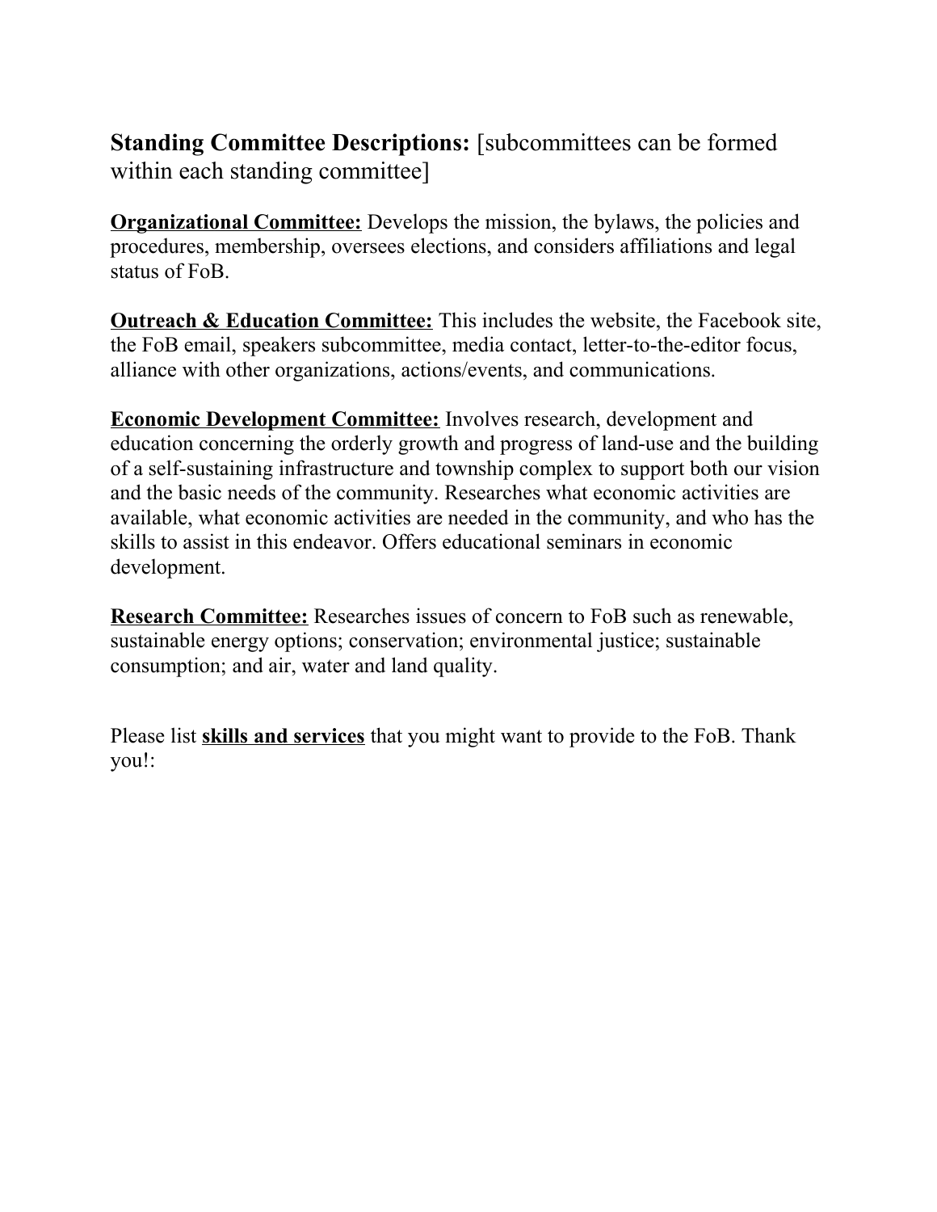**Standing Committee Descriptions:** [subcommittees can be formed within each standing committee]

**<u>Organizational Committee:</u>** Develops the mission, the bylaws, the policies and procedures, membership, oversees elections, and considers affiliations and legal status of FoB.

**<u>Outreach & Education Committee:</u>** This includes the website, the Facebook site, the FoB email, speakers subcommittee, media contact, letter-to-the-editor focus, alliance with other organizations, actions/events, and communications.

**<u>Economic Development Committee:</u>** Involves research, development and education concerning the orderly growth and progress of land-use and the building of a self-sustaining infrastructure and township complex to support both our vision and the basic needs of the community. Researches what economic activities are available, what economic activities are needed in the community, and who has the skills to assist in this endeavor. Offers educational seminars in economic development.

**<u>Research Committee:</u>** Researches issues of concern to FoB such as renewable, sustainable energy options; conservation; environmental justice; sustainable consumption; and air, water and land quality.

Please list **<u>skills and services</u>** that you might want to provide to the FoB. Thank you!: